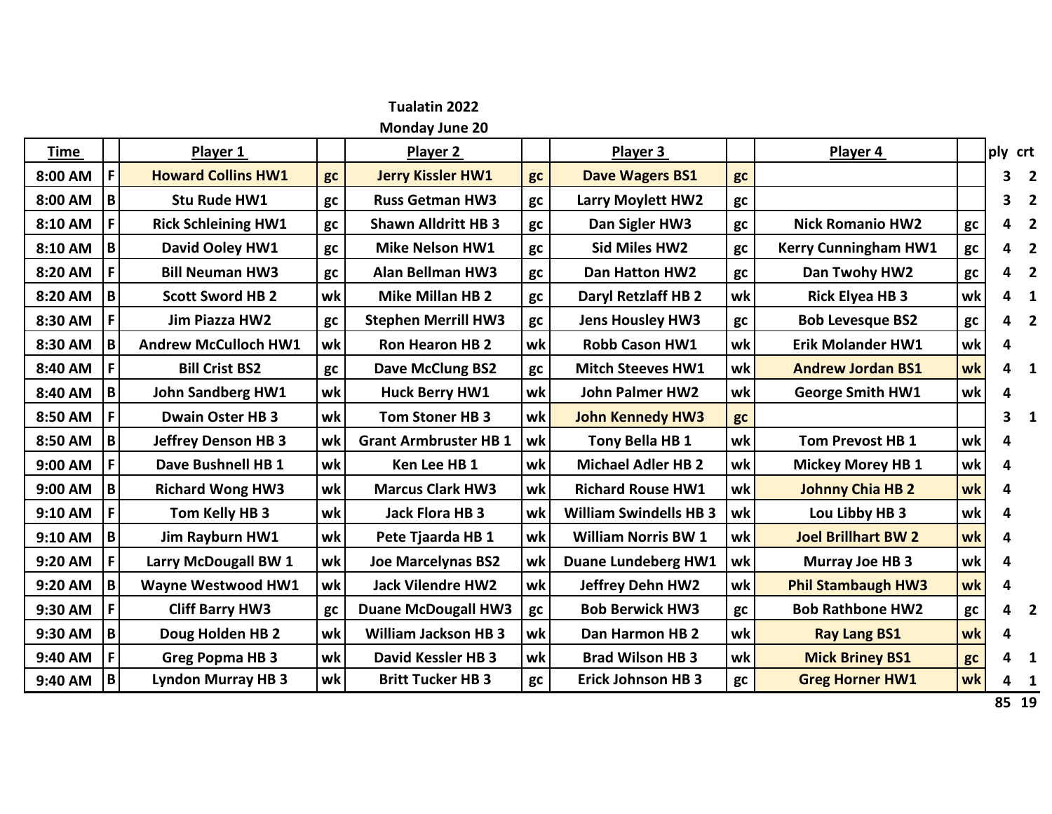**Tualatin 2022**

**Monday June 20**

| Time | | Player 1 | | Player 2 | | Player 3 | | Player 4 | | ply | crt |
|---|---|---|---|---|---|---|---|---|---|---|---|
| 8:00 AM | F | Howard Collins HW1 | gc | Jerry Kissler HW1 | gc | Dave Wagers BS1 | gc | | | 3 | 2 |
| 8:00 AM | B | Stu Rude HW1 | gc | Russ Getman HW3 | gc | Larry Moylett HW2 | gc | | | 3 | 2 |
| 8:10 AM | F | Rick Schleining HW1 | gc | Shawn Alldritt HB 3 | gc | Dan Sigler HW3 | gc | Nick Romanio HW2 | gc | 4 | 2 |
| 8:10 AM | B | David Ooley HW1 | gc | Mike Nelson HW1 | gc | Sid Miles HW2 | gc | Kerry Cunningham HW1 | gc | 4 | 2 |
| 8:20 AM | F | Bill Neuman HW3 | gc | Alan Bellman HW3 | gc | Dan Hatton HW2 | gc | Dan Twohy HW2 | gc | 4 | 2 |
| 8:20 AM | B | Scott Sword HB 2 | wk | Mike Millan HB 2 | gc | Daryl Retzlaff HB 2 | wk | Rick Elyea HB 3 | wk | 4 | 1 |
| 8:30 AM | F | Jim Piazza HW2 | gc | Stephen Merrill HW3 | gc | Jens Housley HW3 | gc | Bob Levesque BS2 | gc | 4 | 2 |
| 8:30 AM | B | Andrew McCulloch HW1 | wk | Ron Hearon HB 2 | wk | Robb Cason HW1 | wk | Erik Molander HW1 | wk | 4 | |
| 8:40 AM | F | Bill Crist BS2 | gc | Dave McClung BS2 | gc | Mitch Steeves HW1 | wk | Andrew Jordan BS1 | wk | 4 | 1 |
| 8:40 AM | B | John Sandberg HW1 | wk | Huck Berry HW1 | wk | John Palmer HW2 | wk | George Smith HW1 | wk | 4 | |
| 8:50 AM | F | Dwain Oster HB 3 | wk | Tom Stoner HB 3 | wk | John Kennedy HW3 | gc | | | 3 | 1 |
| 8:50 AM | B | Jeffrey Denson HB 3 | wk | Grant Armbruster HB 1 | wk | Tony Bella HB 1 | wk | Tom Prevost HB 1 | wk | 4 | |
| 9:00 AM | F | Dave Bushnell HB 1 | wk | Ken Lee HB 1 | wk | Michael Adler HB 2 | wk | Mickey Morey HB 1 | wk | 4 | |
| 9:00 AM | B | Richard Wong HW3 | wk | Marcus Clark HW3 | wk | Richard Rouse HW1 | wk | Johnny Chia HB 2 | wk | 4 | |
| 9:10 AM | F | Tom Kelly HB 3 | wk | Jack Flora HB 3 | wk | William Swindells HB 3 | wk | Lou Libby HB 3 | wk | 4 | |
| 9:10 AM | B | Jim Rayburn HW1 | wk | Pete Tjaarda HB 1 | wk | William Norris BW 1 | wk | Joel Brillhart BW 2 | wk | 4 | |
| 9:20 AM | F | Larry McDougall BW 1 | wk | Joe Marcelynas BS2 | wk | Duane Lundeberg HW1 | wk | Murray Joe HB 3 | wk | 4 | |
| 9:20 AM | B | Wayne Westwood HW1 | wk | Jack Vilendre HW2 | wk | Jeffrey Dehn HW2 | wk | Phil Stambaugh HW3 | wk | 4 | |
| 9:30 AM | F | Cliff Barry HW3 | gc | Duane McDougall HW3 | gc | Bob Berwick HW3 | gc | Bob Rathbone HW2 | gc | 4 | 2 |
| 9:30 AM | B | Doug Holden HB 2 | wk | William Jackson HB 3 | wk | Dan Harmon HB 2 | wk | Ray Lang BS1 | wk | 4 | |
| 9:40 AM | F | Greg Popma HB 3 | wk | David Kessler HB 3 | wk | Brad Wilson HB 3 | wk | Mick Briney BS1 | gc | 4 | 1 |
| 9:40 AM | B | Lyndon Murray HB 3 | wk | Britt Tucker HB 3 | gc | Erick Johnson HB 3 | gc | Greg Horner HW1 | wk | 4 | 1 |
| | | | | | | | | | | 85 | 19 |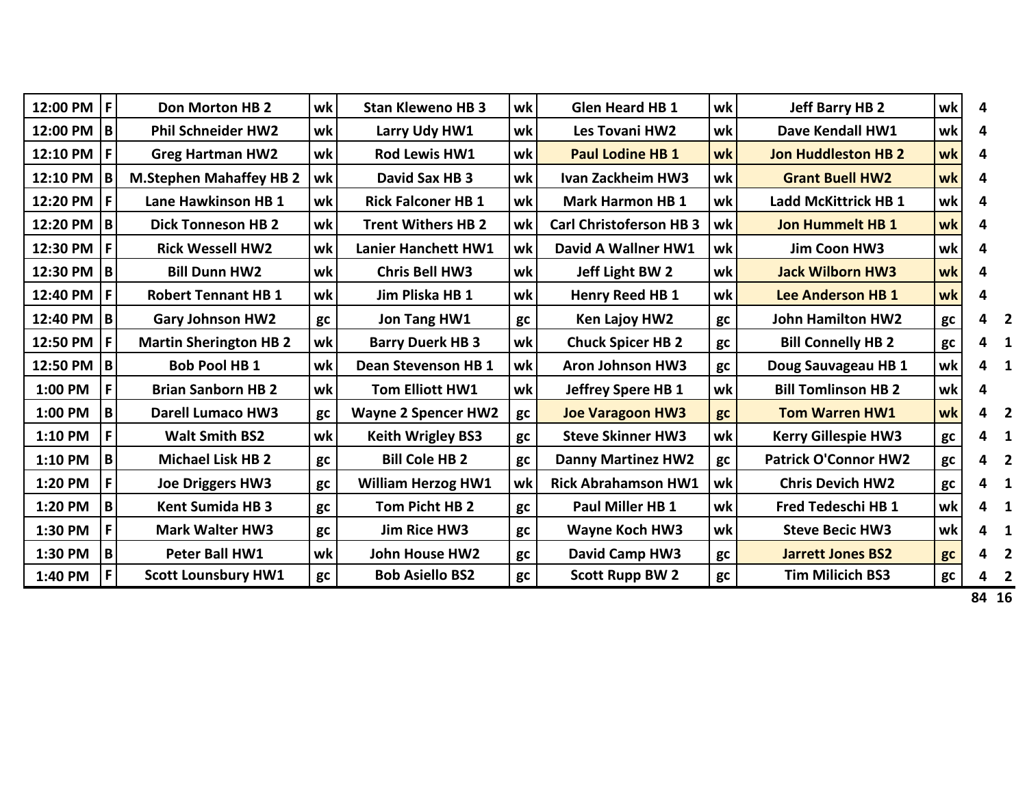| | | | | | | | | | | | |
|---|---|---|---|---|---|---|---|---|---|---|---|
| 12:00 PM | F | Don Morton HB 2 | wk | Stan Kleweno HB 3 | wk | Glen Heard HB 1 | wk | Jeff Barry HB 2 | wk | 4 | |
| 12:00 PM | B | Phil Schneider HW2 | wk | Larry Udy HW1 | wk | Les Tovani HW2 | wk | Dave Kendall HW1 | wk | 4 | |
| 12:10 PM | F | Greg Hartman HW2 | wk | Rod Lewis HW1 | wk | Paul Lodine HB 1 | wk | Jon Huddleston HB 2 | wk | 4 | |
| 12:10 PM | B | M.Stephen Mahaffey HB 2 | wk | David Sax HB 3 | wk | Ivan Zackheim HW3 | wk | Grant Buell HW2 | wk | 4 | |
| 12:20 PM | F | Lane Hawkinson HB 1 | wk | Rick Falconer HB 1 | wk | Mark Harmon HB 1 | wk | Ladd McKittrick HB 1 | wk | 4 | |
| 12:20 PM | B | Dick Tonneson HB 2 | wk | Trent Withers HB 2 | wk | Carl Christoferson HB 3 | wk | Jon Hummelt HB 1 | wk | 4 | |
| 12:30 PM | F | Rick Wessell HW2 | wk | Lanier Hanchett HW1 | wk | David A Wallner HW1 | wk | Jim Coon HW3 | wk | 4 | |
| 12:30 PM | B | Bill Dunn HW2 | wk | Chris Bell HW3 | wk | Jeff Light BW 2 | wk | Jack Wilborn HW3 | wk | 4 | |
| 12:40 PM | F | Robert Tennant HB 1 | wk | Jim Pliska HB 1 | wk | Henry Reed HB 1 | wk | Lee Anderson HB 1 | wk | 4 | |
| 12:40 PM | B | Gary Johnson HW2 | gc | Jon Tang HW1 | gc | Ken Lajoy HW2 | gc | John Hamilton HW2 | gc | 4 | 2 |
| 12:50 PM | F | Martin Sherington HB 2 | wk | Barry Duerk HB 3 | wk | Chuck Spicer HB 2 | gc | Bill Connelly HB 2 | gc | 4 | 1 |
| 12:50 PM | B | Bob Pool HB 1 | wk | Dean Stevenson HB 1 | wk | Aron Johnson HW3 | gc | Doug Sauvageau HB 1 | wk | 4 | 1 |
| 1:00 PM | F | Brian Sanborn HB 2 | wk | Tom Elliott HW1 | wk | Jeffrey Spere HB 1 | wk | Bill Tomlinson HB 2 | wk | 4 | |
| 1:00 PM | B | Darell Lumaco HW3 | gc | Wayne 2 Spencer HW2 | gc | Joe Varagoon HW3 | gc | Tom Warren HW1 | wk | 4 | 2 |
| 1:10 PM | F | Walt Smith BS2 | wk | Keith Wrigley BS3 | gc | Steve Skinner HW3 | wk | Kerry Gillespie HW3 | gc | 4 | 1 |
| 1:10 PM | B | Michael Lisk HB 2 | gc | Bill Cole HB 2 | gc | Danny Martinez HW2 | gc | Patrick O'Connor HW2 | gc | 4 | 2 |
| 1:20 PM | F | Joe Driggers HW3 | gc | William Herzog HW1 | wk | Rick Abrahamson HW1 | wk | Chris Devich HW2 | gc | 4 | 1 |
| 1:20 PM | B | Kent Sumida HB 3 | gc | Tom Picht HB 2 | gc | Paul Miller HB 1 | wk | Fred Tedeschi HB 1 | wk | 4 | 1 |
| 1:30 PM | F | Mark Walter HW3 | gc | Jim Rice HW3 | gc | Wayne Koch HW3 | wk | Steve Becic HW3 | wk | 4 | 1 |
| 1:30 PM | B | Peter Ball HW1 | wk | John House HW2 | gc | David Camp HW3 | gc | Jarrett Jones BS2 | gc | 4 | 2 |
| 1:40 PM | F | Scott Lounsbury HW1 | gc | Bob Asiello BS2 | gc | Scott Rupp BW 2 | gc | Tim Milicich BS3 | gc | 4 | 2 |
| | | | | | | | | | | 84 | 16 |